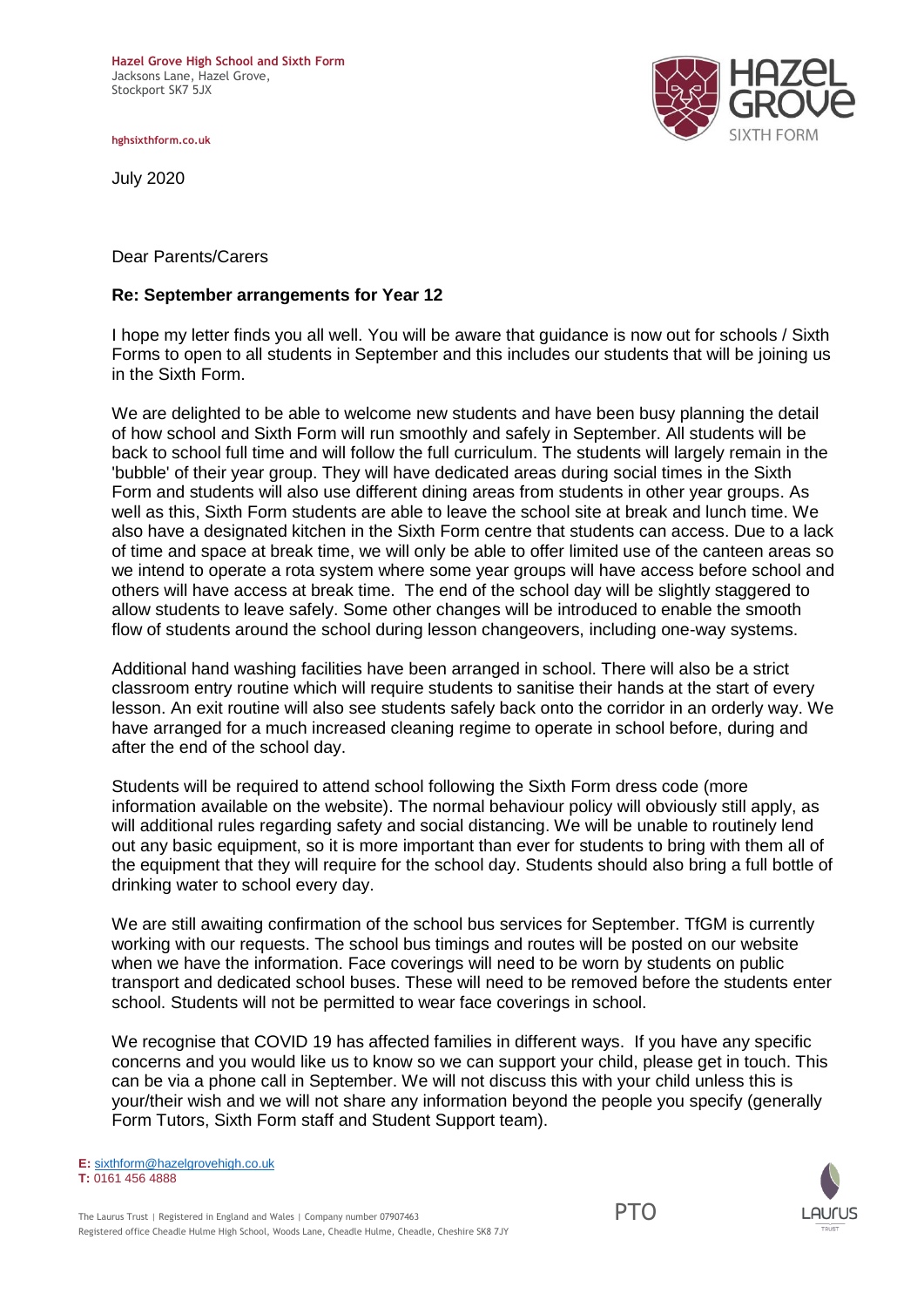**Hazel Grove High School and Sixth Form**
Jacksons Lane, Hazel Grove,
Stockport SK7 5JX

hghsixthform.co.uk

July 2020

Dear Parents/Carers

**Re: September arrangements for Year 12**

I hope my letter finds you all well. You will be aware that guidance is now out for schools / Sixth Forms to open to all students in September and this includes our students that will be joining us in the Sixth Form.

We are delighted to be able to welcome new students and have been busy planning the detail of how school and Sixth Form will run smoothly and safely in September. All students will be back to school full time and will follow the full curriculum. The students will largely remain in the 'bubble' of their year group. They will have dedicated areas during social times in the Sixth Form and students will also use different dining areas from students in other year groups. As well as this, Sixth Form students are able to leave the school site at break and lunch time. We also have a designated kitchen in the Sixth Form centre that students can access. Due to a lack of time and space at break time, we will only be able to offer limited use of the canteen areas so we intend to operate a rota system where some year groups will have access before school and others will have access at break time. The end of the school day will be slightly staggered to allow students to leave safely. Some other changes will be introduced to enable the smooth flow of students around the school during lesson changeovers, including one-way systems.

Additional hand washing facilities have been arranged in school. There will also be a strict classroom entry routine which will require students to sanitise their hands at the start of every lesson. An exit routine will also see students safely back onto the corridor in an orderly way. We have arranged for a much increased cleaning regime to operate in school before, during and after the end of the school day.

Students will be required to attend school following the Sixth Form dress code (more information available on the website). The normal behaviour policy will obviously still apply, as will additional rules regarding safety and social distancing. We will be unable to routinely lend out any basic equipment, so it is more important than ever for students to bring with them all of the equipment that they will require for the school day. Students should also bring a full bottle of drinking water to school every day.

We are still awaiting confirmation of the school bus services for September. TfGM is currently working with our requests. The school bus timings and routes will be posted on our website when we have the information. Face coverings will need to be worn by students on public transport and dedicated school buses. These will need to be removed before the students enter school. Students will not be permitted to wear face coverings in school.

We recognise that COVID 19 has affected families in different ways. If you have any specific concerns and you would like us to know so we can support your child, please get in touch. This can be via a phone call in September. We will not discuss this with your child unless this is your/their wish and we will not share any information beyond the people you specify (generally Form Tutors, Sixth Form staff and Student Support team).

**E:** sixthform@hazelgrovehigh.co.uk
**T:** 0161 456 4888

PTO

The Laurus Trust | Registered in England and Wales | Company number 07907463
Registered office Cheadle Hulme High School, Woods Lane, Cheadle Hulme, Cheadle, Cheshire SK8 7JY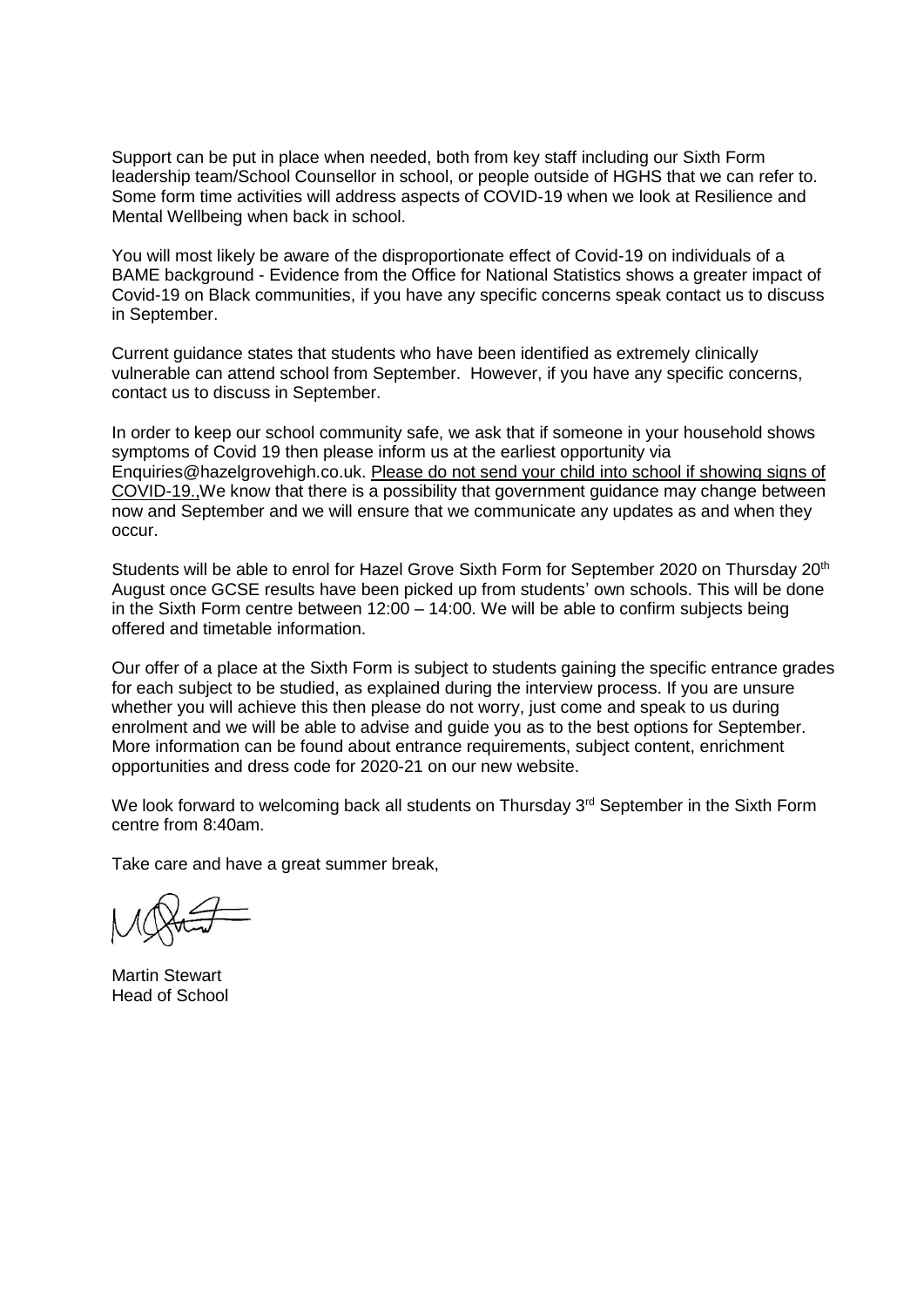Support can be put in place when needed, both from key staff including our Sixth Form leadership team/School Counsellor in school, or people outside of HGHS that we can refer to. Some form time activities will address aspects of COVID-19 when we look at Resilience and Mental Wellbeing when back in school.

You will most likely be aware of the disproportionate effect of Covid-19 on individuals of a BAME background - Evidence from the Office for National Statistics shows a greater impact of Covid-19 on Black communities, if you have any specific concerns speak contact us to discuss in September.

Current guidance states that students who have been identified as extremely clinically vulnerable can attend school from September. However, if you have any specific concerns, contact us to discuss in September.

In order to keep our school community safe, we ask that if someone in your household shows symptoms of Covid 19 then please inform us at the earliest opportunity via Enquiries@hazelgrovehigh.co.uk. Please do not send your child into school if showing signs of COVID-19.,We know that there is a possibility that government guidance may change between now and September and we will ensure that we communicate any updates as and when they occur.

Students will be able to enrol for Hazel Grove Sixth Form for September 2020 on Thursday 20th August once GCSE results have been picked up from students' own schools. This will be done in the Sixth Form centre between 12:00 – 14:00. We will be able to confirm subjects being offered and timetable information.

Our offer of a place at the Sixth Form is subject to students gaining the specific entrance grades for each subject to be studied, as explained during the interview process. If you are unsure whether you will achieve this then please do not worry, just come and speak to us during enrolment and we will be able to advise and guide you as to the best options for September. More information can be found about entrance requirements, subject content, enrichment opportunities and dress code for 2020-21 on our new website.

We look forward to welcoming back all students on Thursday 3rd September in the Sixth Form centre from 8:40am.

Take care and have a great summer break,

Martin Stewart
Head of School